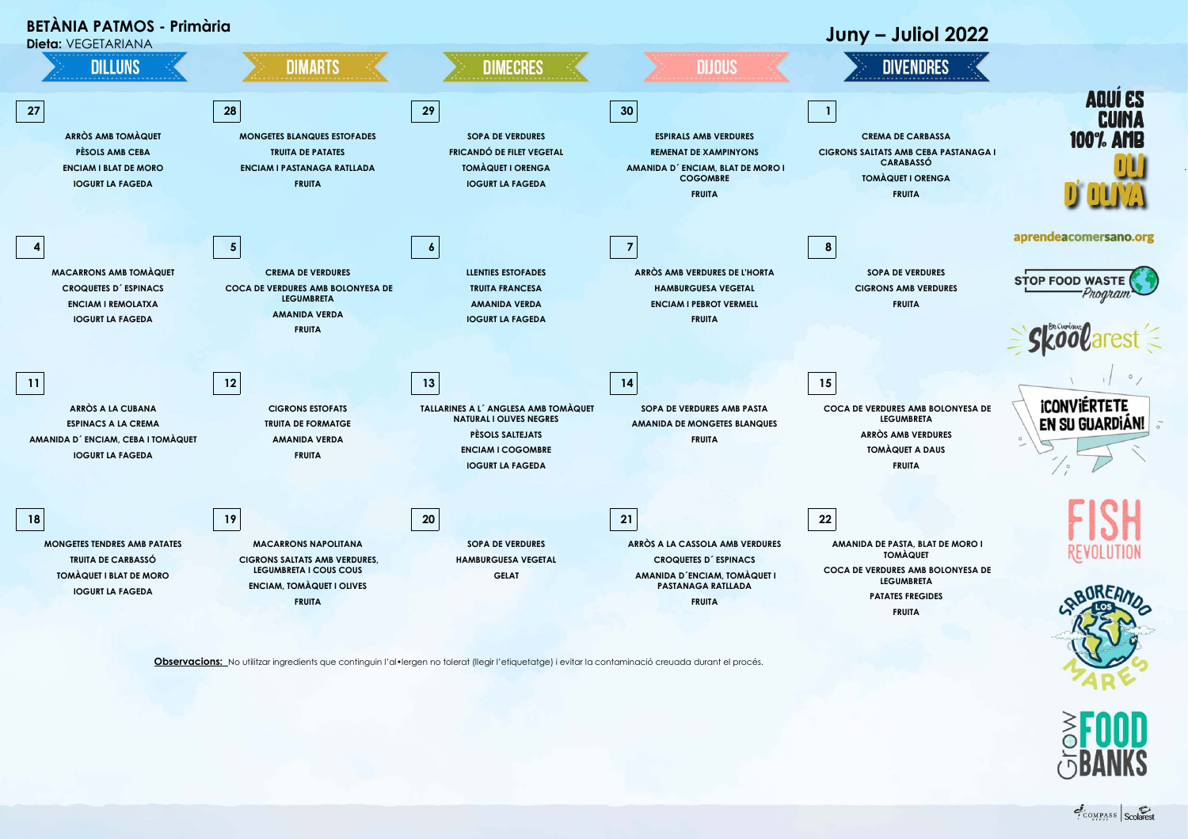# BETÀNIA PATMOS - Primària

**Dieta:** VEGETARIANA

## Juny – Juliol 2022

| DILLUNS | DIMARTS | DIMECRES | DIJOUS | DIVENDRES |
|---|---|---|---|---|
| **27**<br>ARRÒS AMB TOMÀQUET<br>PÈSOLS AMB CEBA<br>ENCIAM I BLAT DE MORO<br>IOGURT LA FAGEDA | **28**<br>MONGETES BLANQUES ESTOFADES<br>TRUITA DE PATATES<br>ENCIAM I PASTANAGA RATLLADA<br>FRUITA | **29**<br>SOPA DE VERDURES<br>FRICANDÓ DE FILET VEGETAL<br>TOMÀQUET I ORENGA<br>IOGURT LA FAGEDA | **30**<br>ESPIRALS AMB VERDURES<br>REMENAT DE XAMPINYONS<br>AMANIDA D´ ENCIAM, BLAT DE MORO I COGOMBRE<br>FRUITA | **1**<br>CREMA DE CARBASSA<br>CIGRONS SALTATS AMB CEBA PASTANAGA I CARABASSÓ<br>TOMÀQUET I ORENGA<br>FRUITA |
| **4**<br>MACARRONS AMB TOMÀQUET<br>CROQUETES D´ ESPINACS<br>ENCIAM I REMOLATXA<br>IOGURT LA FAGEDA | **5**<br>CREMA DE VERDURES<br>COCA DE VERDURES AMB BOLONYESA DE LEGUMBRETA<br>AMANIDA VERDA<br>FRUITA | **6**<br>LLENTIES ESTOFADES<br>TRUITA FRANCESA<br>AMANIDA VERDA<br>IOGURT LA FAGEDA | **7**<br>ARRÒS AMB VERDURES DE L'HORTA<br>HAMBURGUESA VEGETAL<br>ENCIAM I PEBROT VERMELL<br>FRUITA | **8**<br>SOPA DE VERDURES<br>CIGRONS AMB VERDURES<br>FRUITA |
| **11**<br>ARRÒS A LA CUBANA<br>ESPINACS A LA CREMA<br>AMANIDA D´ ENCIAM, CEBA I TOMÀQUET<br>IOGURT LA FAGEDA | **12**<br>CIGRONS ESTOFATS<br>TRUITA DE FORMATGE<br>AMANIDA VERDA<br>FRUITA | **13**<br>TALLARINES A L´ ANGLESA AMB TOMÀQUET NATURAL I OLIVES NEGRES<br>PÈSOLS SALTEJATS<br>ENCIAM I COGOMBRE<br>IOGURT LA FAGEDA | **14**<br>SOPA DE VERDURES AMB PASTA<br>AMANIDA DE MONGETES BLANQUES<br>FRUITA | **15**<br>COCA DE VERDURES AMB BOLONYESA DE LEGUMBRETA<br>ARRÒS AMB VERDURES<br>TOMÀQUET A DAUS<br>FRUITA |
| **18**<br>MONGETES TENDRES AMB PATATES<br>TRUITA DE CARBASSÓ<br>TOMÀQUET I BLAT DE MORO<br>IOGURT LA FAGEDA | **19**<br>MACARRONS NAPOLITANA<br>CIGRONS SALTATS AMB VERDURES, LEGUMBRETA I COUS COUS<br>ENCIAM, TOMÀQUET I OLIVES<br>FRUITA | **20**<br>SOPA DE VERDURES<br>HAMBURGUESA VEGETAL<br>GELAT | **21**<br>ARRÒS A LA CASSOLA AMB VERDURES<br>CROQUETES D´ ESPINACS<br>AMANIDA D´ENCIAM, TOMÀQUET I PASTANAGA RATLLADA<br>FRUITA | **22**<br>AMANIDA DE PASTA, BLAT DE MORO I TOMÀQUET<br>COCA DE VERDURES AMB BOLONYESA DE LEGUMBRETA<br>PATATES FREGIDES<br>FRUITA |

**Observacions:** No utilitzar ingredients que continguin l'al•lergen no tolerat (llegir l'etiquetatge) i evitar la contaminació creuada durant el procés.

AQUÍ ES CUINA 100% AMB OLI D' OLIVA

aprendeacomersano.org

STOP FOOD WASTE Program

Skoolarest

¡CONVIÉRTETE EN SU GUARDIÁN!

FISH REVOLUTION

SABOREANDO LOS MARES

Grow FOOD BANKS

COMPASS GROUP | Scolarest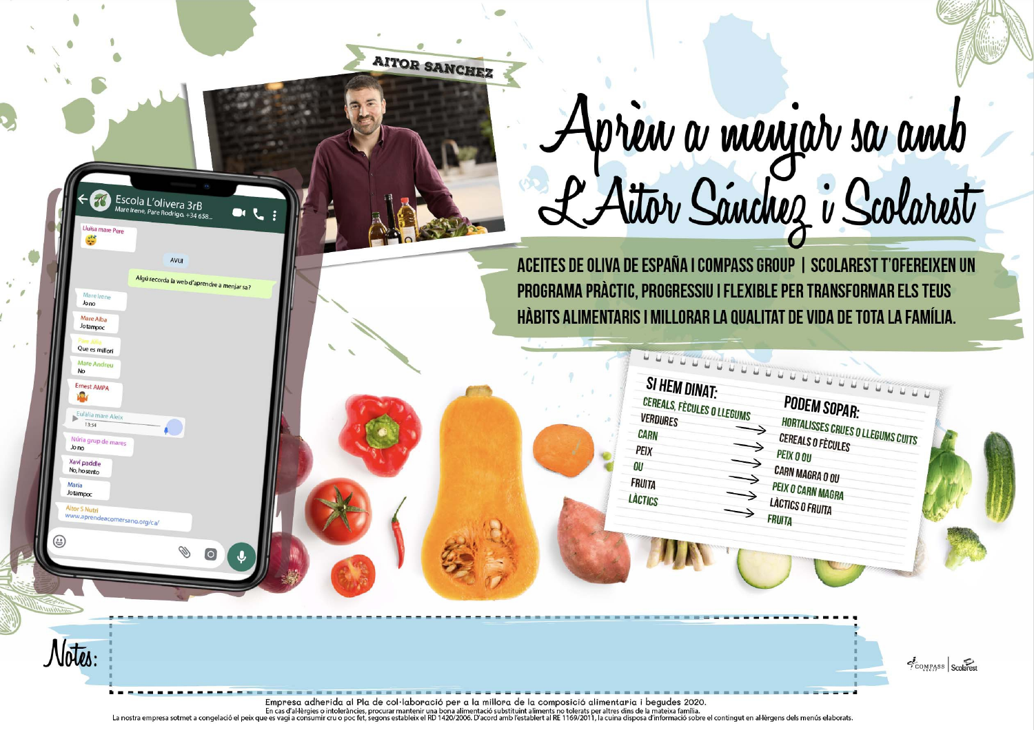# Aprèn a menjar sa amb L'Aitor Sánchez i Scolarest

AITOR SANCHEZ

**ACEITES DE OLIVA DE ESPAÑA I COMPASS GROUP | SCOLAREST T'OFEREIXEN UN PROGRAMA PRÀCTIC, PROGRESSIU I FLEXIBLE PER TRANSFORMAR ELS TEUS HÀBITS ALIMENTARIS I MILLORAR LA QUALITAT DE VIDA DE TOTA LA FAMÍLIA.**

Escola L'olivera 3rB
Mare Irene, Pare Rodrigo, +34 658...

Lluïsa mare Pere

AVUI

Algú recorda la web d'aprendre a menjar sa?

Mare Irene: Jo no

Mare Alba: Jo tampoc

Pare Jofre: Que es millori

Mare Andreu: No

Ernest AMPA

Eulàlia mare Aleix: 13:54

Núria grup de mares: Jo no

Xavi paddle: No, ho sento

Maria: Jo tampoc

Aitor S Nutri: www.aprendeacomersano.org/ca/

| SI HEM DINAT: | | PODEM SOPAR: |
|---|---|---|
| CEREALS, FÈCULES O LLEGUMS | → | HORTALISSES CRUES O LLEGUMS CUITS |
| VERDURES | → | CEREALS O FÈCULES |
| CARN | → | PEIX O OU |
| PEIX | → | CARN MAGRA O OU |
| OU | → | PEIX O CARN MAGRA |
| FRUITA | → | LÀCTICS O FRUITA |
| LÀCTICS | → | FRUITA |

Notes:

Empresa adherida al Pla de col·laboració per a la millora de la composició alimentària i begudes 2020.

En cas d'al·lèrgies o intoleràncies, procurar mantenir una bona alimentació substituint aliments no tolerats per altres dins de la mateixa família.

La nostra empresa sotmet a congelació el peix que es vagi a consumir cru o poc fet, segons estableix el RD 1420/2006. D'acord amb l'establert al RE 1169/2011, la cuina disposa d'informació sobre el contingut en al·lèrgens dels menús elaborats.